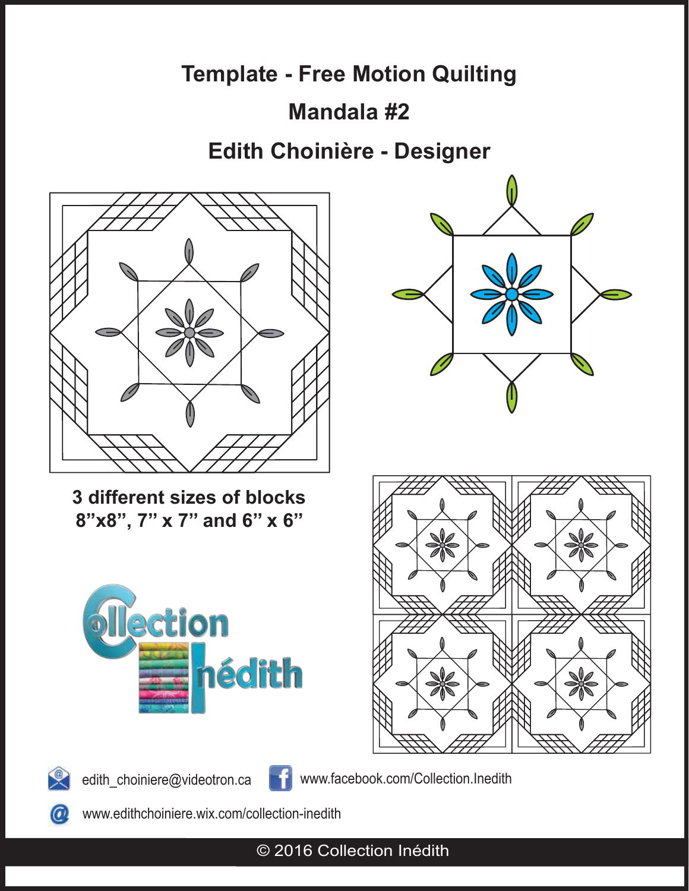# Template - Free Motion Quilting

## Mandala #2

## Edith Choinière - Designer

**3 different sizes of blocks**
**8"x8", 7" x 7" and 6" x 6"**

edith_choiniere@videotron.ca

www.facebook.com/Collection.Inedith

www.edithchoiniere.wix.com/collection-inedith

© 2016 Collection Inédith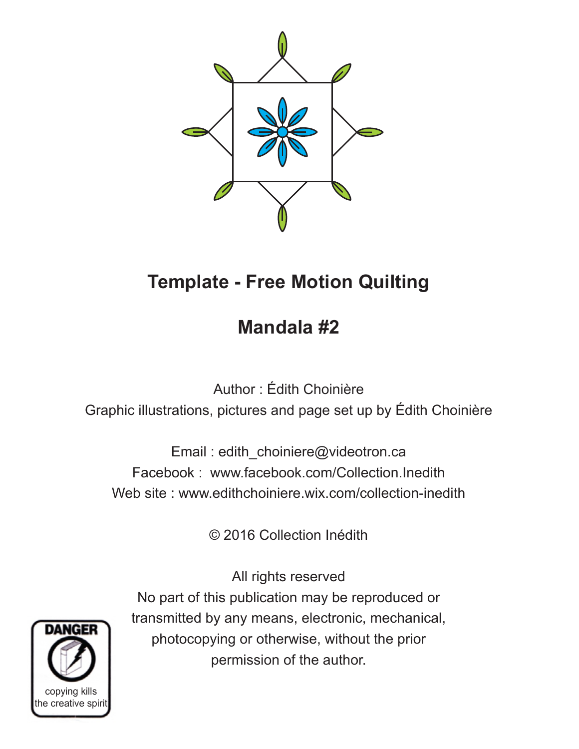# Template - Free Motion Quilting

## Mandala #2

Author : Édith Choinière
Graphic illustrations, pictures and page set up by Édith Choinière

Email : edith_choiniere@videotron.ca
Facebook : www.facebook.com/Collection.Inedith
Web site : www.edithchoiniere.wix.com/collection-inedith

© 2016 Collection Inédith

All rights reserved
No part of this publication may be reproduced or transmitted by any means, electronic, mechanical, photocopying or otherwise, without the prior permission of the author.

DANGER
copying kills the creative spirit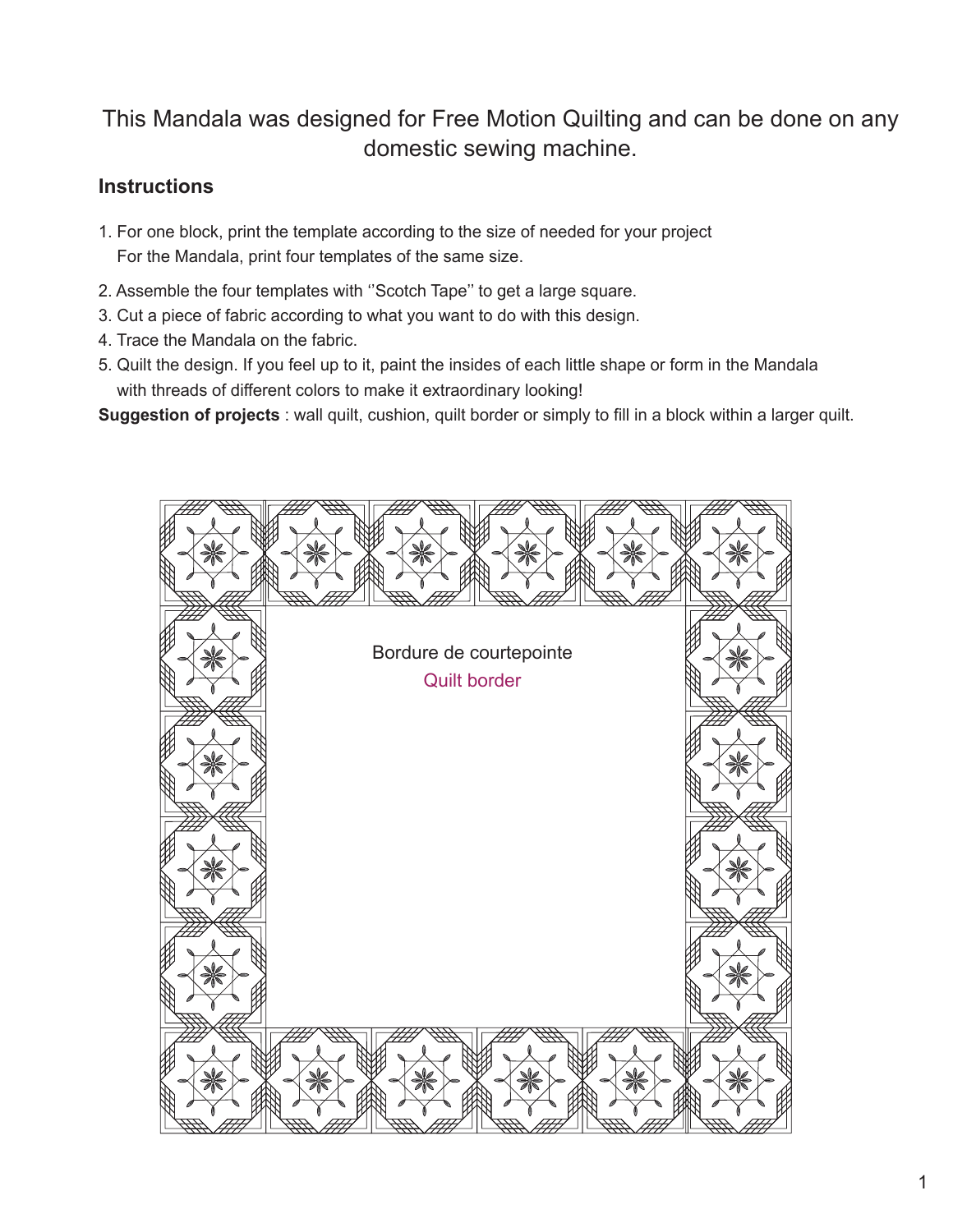This Mandala was designed for Free Motion Quilting and can be done on any domestic sewing machine.

## Instructions

1. For one block, print the template according to the size of needed for your project  
   For the Mandala, print four templates of the same size.
2. Assemble the four templates with ''Scotch Tape'' to get a large square.
3. Cut a piece of fabric according to what you want to do with this design.
4. Trace the Mandala on the fabric.
5. Quilt the design. If you feel up to it, paint the insides of each little shape or form in the Mandala with threads of different colors to make it extraordinary looking!

**Suggestion of projects** : wall quilt, cushion, quilt border or simply to fill in a block within a larger quilt.

Bordure de courtepointe

Quilt border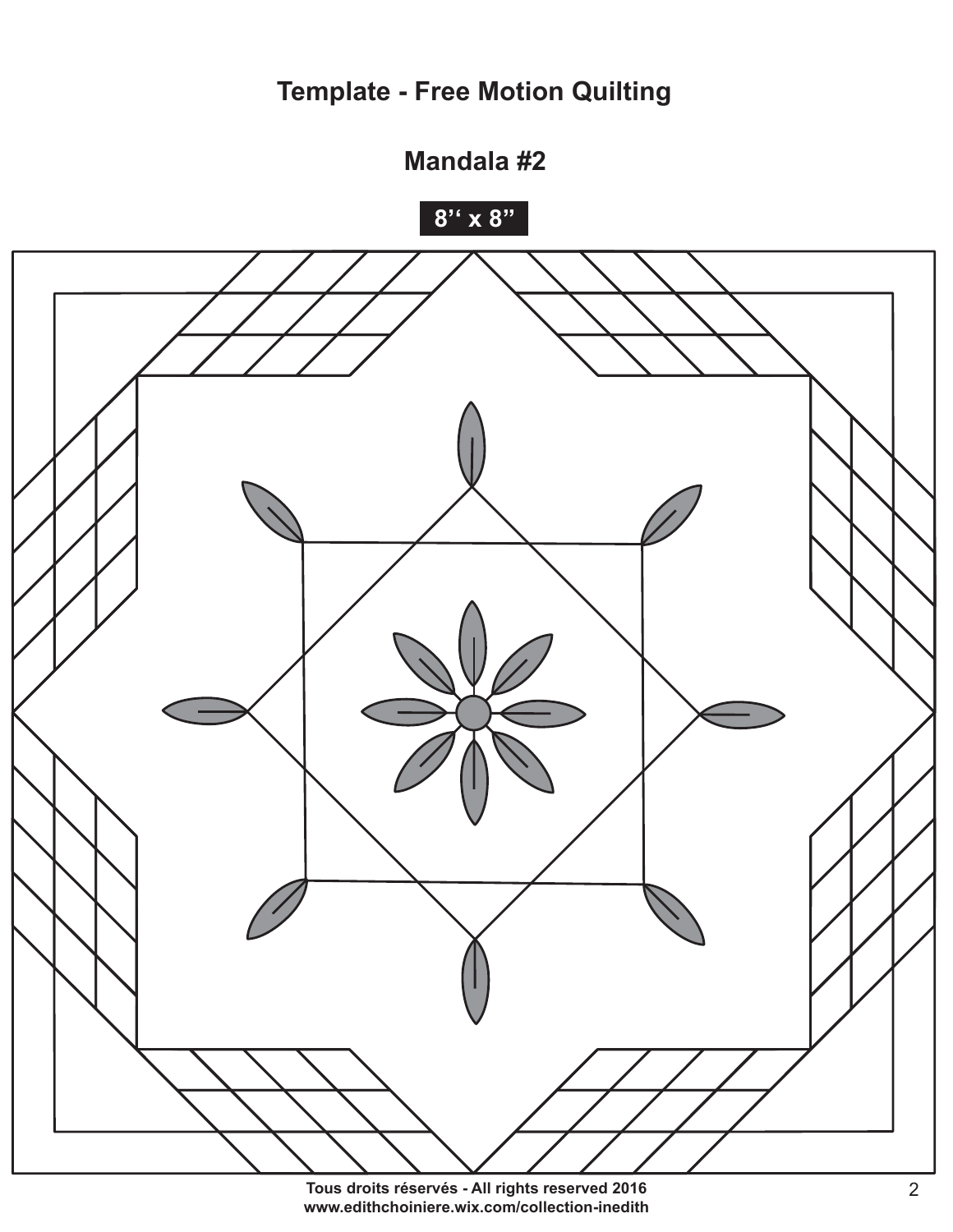# Template - Free Motion Quilting

## Mandala #2

**8'' x 8"**

**Tous droits réservés - All rights reserved 2016**
**www.edithchoiniere.wix.com/collection-inedith**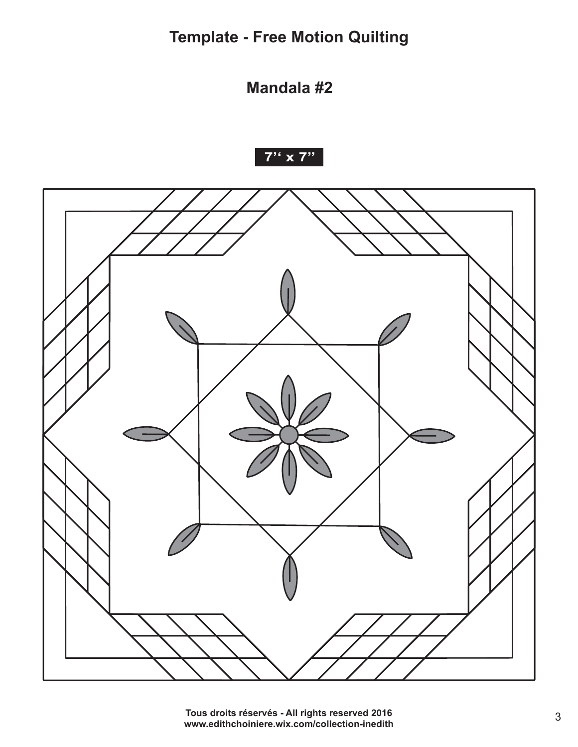# Template - Free Motion Quilting

## Mandala #2

**7'' x 7''**

**Tous droits réservés - All rights reserved 2016**
**www.edithchoiniere.wix.com/collection-inedith**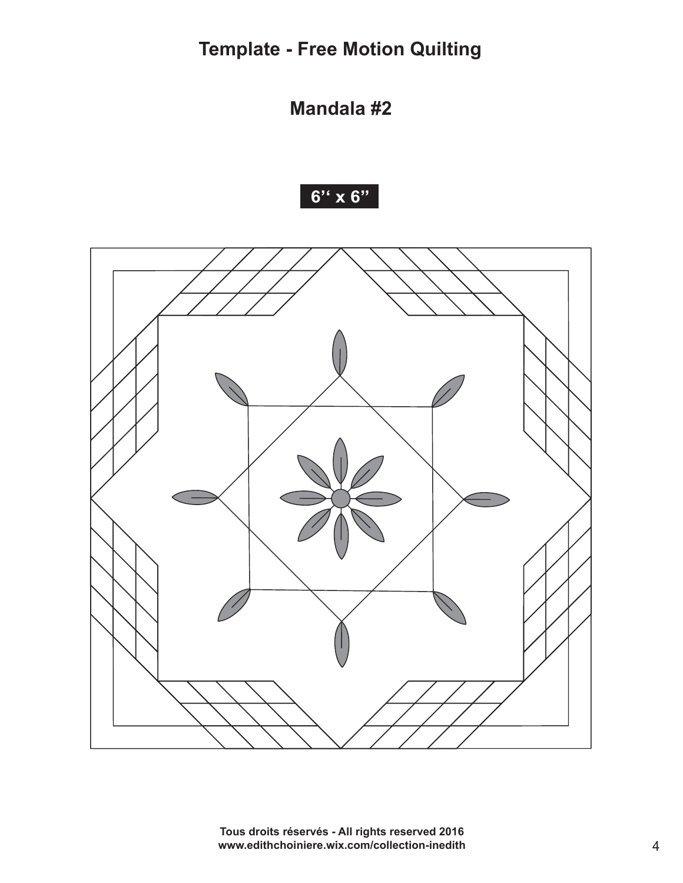# Template - Free Motion Quilting

## Mandala #2

**6'' x 6"**

**Tous droits réservés - All rights reserved 2016**
**www.edithchoiniere.wix.com/collection-inedith**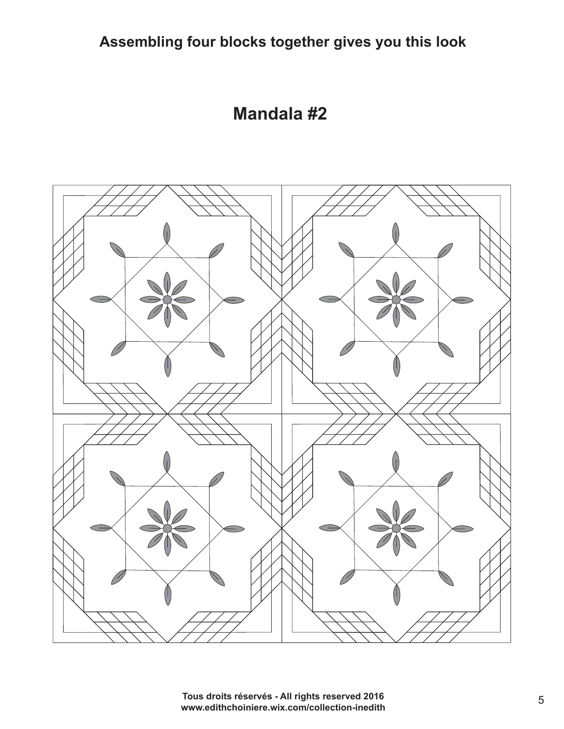**Assembling four blocks together gives you this look**

# Mandala #2

**Tous droits réservés - All rights reserved 2016**
**www.edithchoiniere.wix.com/collection-inedith**